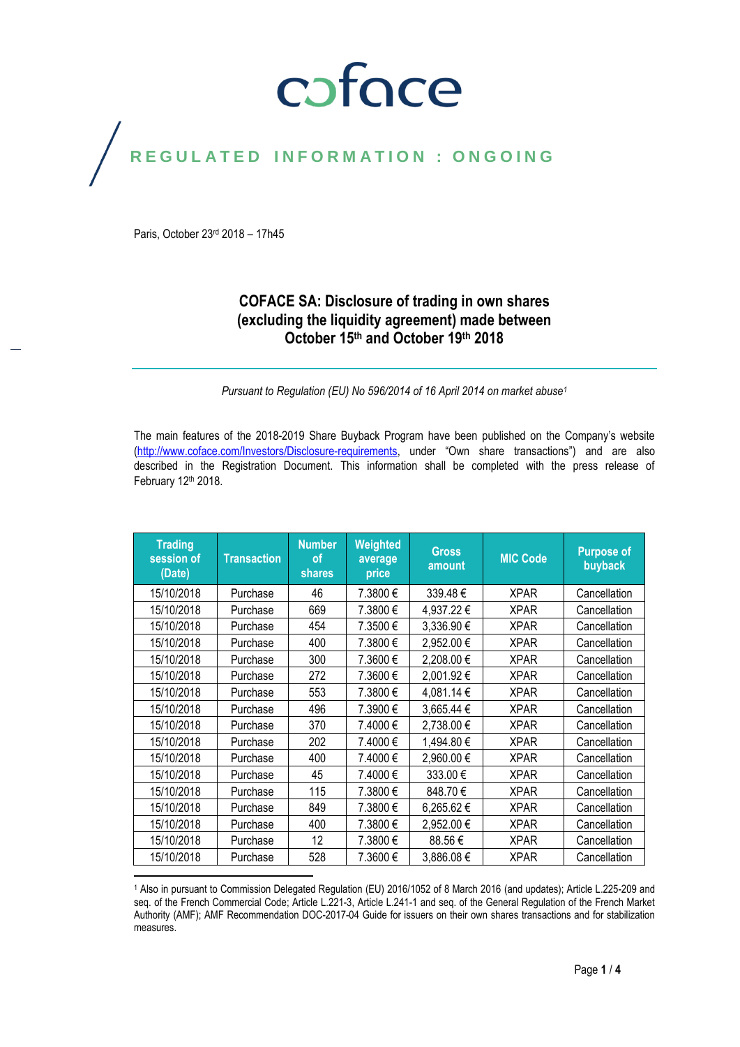coface

**REGULATED INFORMATION : ONGOING**

Paris, October 23rd 2018 – 17h45

# COFACE SA: Disclosure of trading in own shares (excluding the liquidity agreement) made between October 15th and October 19th 2018

*Pursuant to Regulation (EU) No 596/2014 of 16 April 2014 on market abuse[1]*

The main features of the 2018-2019 Share Buyback Program have been published on the Company's website (http://www.coface.com/Investors/Disclosure-requirements, under "Own share transactions") and are also described in the Registration Document. This information shall be completed with the press release of February 12th 2018.

| Trading session of (Date) | Transaction | Number of shares | Weighted average price | Gross amount | MIC Code | Purpose of buyback |
|---|---|---|---|---|---|---|
| 15/10/2018 | Purchase | 46 | 7.3800 € | 339.48 € | XPAR | Cancellation |
| 15/10/2018 | Purchase | 669 | 7.3800 € | 4,937.22 € | XPAR | Cancellation |
| 15/10/2018 | Purchase | 454 | 7.3500 € | 3,336.90 € | XPAR | Cancellation |
| 15/10/2018 | Purchase | 400 | 7.3800 € | 2,952.00 € | XPAR | Cancellation |
| 15/10/2018 | Purchase | 300 | 7.3600 € | 2,208.00 € | XPAR | Cancellation |
| 15/10/2018 | Purchase | 272 | 7.3600 € | 2,001.92 € | XPAR | Cancellation |
| 15/10/2018 | Purchase | 553 | 7.3800 € | 4,081.14 € | XPAR | Cancellation |
| 15/10/2018 | Purchase | 496 | 7.3900 € | 3,665.44 € | XPAR | Cancellation |
| 15/10/2018 | Purchase | 370 | 7.4000 € | 2,738.00 € | XPAR | Cancellation |
| 15/10/2018 | Purchase | 202 | 7.4000 € | 1,494.80 € | XPAR | Cancellation |
| 15/10/2018 | Purchase | 400 | 7.4000 € | 2,960.00 € | XPAR | Cancellation |
| 15/10/2018 | Purchase | 45 | 7.4000 € | 333.00 € | XPAR | Cancellation |
| 15/10/2018 | Purchase | 115 | 7.3800 € | 848.70 € | XPAR | Cancellation |
| 15/10/2018 | Purchase | 849 | 7.3800 € | 6,265.62 € | XPAR | Cancellation |
| 15/10/2018 | Purchase | 400 | 7.3800 € | 2,952.00 € | XPAR | Cancellation |
| 15/10/2018 | Purchase | 12 | 7.3800 € | 88.56 € | XPAR | Cancellation |
| 15/10/2018 | Purchase | 528 | 7.3600 € | 3,886.08 € | XPAR | Cancellation |

[1] Also in pursuant to Commission Delegated Regulation (EU) 2016/1052 of 8 March 2016 (and updates); Article L.225-209 and seq. of the French Commercial Code; Article L.221-3, Article L.241-1 and seq. of the General Regulation of the French Market Authority (AMF); AMF Recommendation DOC-2017-04 Guide for issuers on their own shares transactions and for stabilization measures.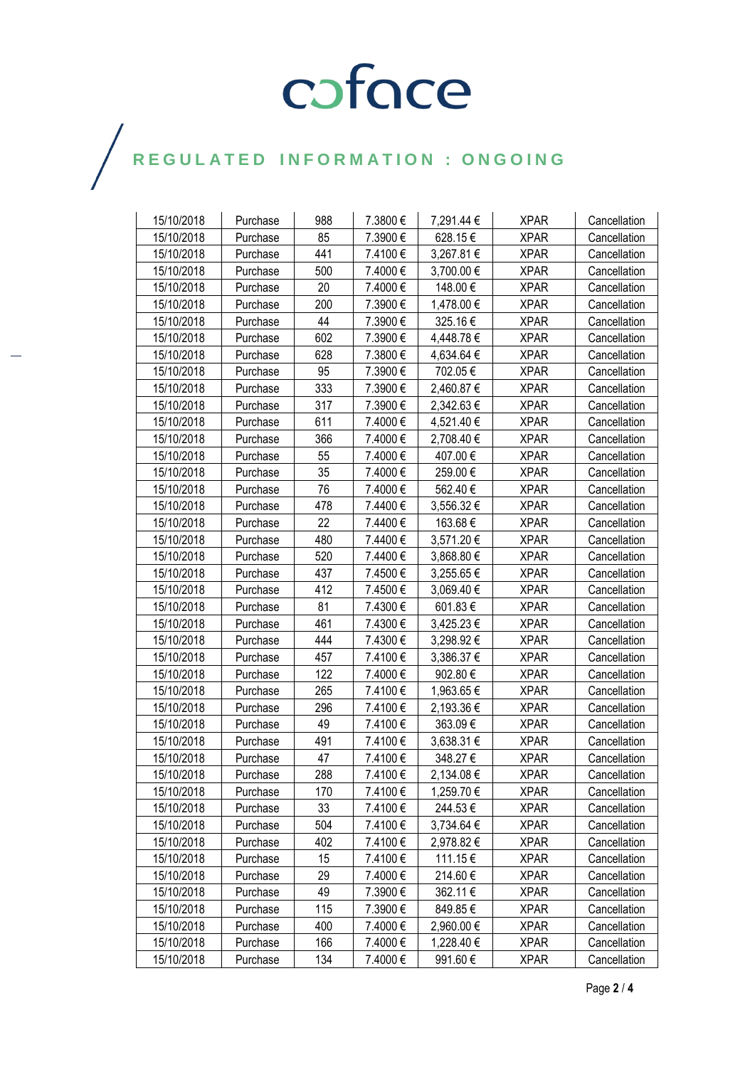REGULATED INFORMATION : ONGOING

| | | | | | | |
|---|---|---|---|---|---|---|
| 15/10/2018 | Purchase | 988 | 7.3800 € | 7,291.44 € | XPAR | Cancellation |
| 15/10/2018 | Purchase | 85 | 7.3900 € | 628.15 € | XPAR | Cancellation |
| 15/10/2018 | Purchase | 441 | 7.4100 € | 3,267.81 € | XPAR | Cancellation |
| 15/10/2018 | Purchase | 500 | 7.4000 € | 3,700.00 € | XPAR | Cancellation |
| 15/10/2018 | Purchase | 20 | 7.4000 € | 148.00 € | XPAR | Cancellation |
| 15/10/2018 | Purchase | 200 | 7.3900 € | 1,478.00 € | XPAR | Cancellation |
| 15/10/2018 | Purchase | 44 | 7.3900 € | 325.16 € | XPAR | Cancellation |
| 15/10/2018 | Purchase | 602 | 7.3900 € | 4,448.78 € | XPAR | Cancellation |
| 15/10/2018 | Purchase | 628 | 7.3800 € | 4,634.64 € | XPAR | Cancellation |
| 15/10/2018 | Purchase | 95 | 7.3900 € | 702.05 € | XPAR | Cancellation |
| 15/10/2018 | Purchase | 333 | 7.3900 € | 2,460.87 € | XPAR | Cancellation |
| 15/10/2018 | Purchase | 317 | 7.3900 € | 2,342.63 € | XPAR | Cancellation |
| 15/10/2018 | Purchase | 611 | 7.4000 € | 4,521.40 € | XPAR | Cancellation |
| 15/10/2018 | Purchase | 366 | 7.4000 € | 2,708.40 € | XPAR | Cancellation |
| 15/10/2018 | Purchase | 55 | 7.4000 € | 407.00 € | XPAR | Cancellation |
| 15/10/2018 | Purchase | 35 | 7.4000 € | 259.00 € | XPAR | Cancellation |
| 15/10/2018 | Purchase | 76 | 7.4000 € | 562.40 € | XPAR | Cancellation |
| 15/10/2018 | Purchase | 478 | 7.4400 € | 3,556.32 € | XPAR | Cancellation |
| 15/10/2018 | Purchase | 22 | 7.4400 € | 163.68 € | XPAR | Cancellation |
| 15/10/2018 | Purchase | 480 | 7.4400 € | 3,571.20 € | XPAR | Cancellation |
| 15/10/2018 | Purchase | 520 | 7.4400 € | 3,868.80 € | XPAR | Cancellation |
| 15/10/2018 | Purchase | 437 | 7.4500 € | 3,255.65 € | XPAR | Cancellation |
| 15/10/2018 | Purchase | 412 | 7.4500 € | 3,069.40 € | XPAR | Cancellation |
| 15/10/2018 | Purchase | 81 | 7.4300 € | 601.83 € | XPAR | Cancellation |
| 15/10/2018 | Purchase | 461 | 7.4300 € | 3,425.23 € | XPAR | Cancellation |
| 15/10/2018 | Purchase | 444 | 7.4300 € | 3,298.92 € | XPAR | Cancellation |
| 15/10/2018 | Purchase | 457 | 7.4100 € | 3,386.37 € | XPAR | Cancellation |
| 15/10/2018 | Purchase | 122 | 7.4000 € | 902.80 € | XPAR | Cancellation |
| 15/10/2018 | Purchase | 265 | 7.4100 € | 1,963.65 € | XPAR | Cancellation |
| 15/10/2018 | Purchase | 296 | 7.4100 € | 2,193.36 € | XPAR | Cancellation |
| 15/10/2018 | Purchase | 49 | 7.4100 € | 363.09 € | XPAR | Cancellation |
| 15/10/2018 | Purchase | 491 | 7.4100 € | 3,638.31 € | XPAR | Cancellation |
| 15/10/2018 | Purchase | 47 | 7.4100 € | 348.27 € | XPAR | Cancellation |
| 15/10/2018 | Purchase | 288 | 7.4100 € | 2,134.08 € | XPAR | Cancellation |
| 15/10/2018 | Purchase | 170 | 7.4100 € | 1,259.70 € | XPAR | Cancellation |
| 15/10/2018 | Purchase | 33 | 7.4100 € | 244.53 € | XPAR | Cancellation |
| 15/10/2018 | Purchase | 504 | 7.4100 € | 3,734.64 € | XPAR | Cancellation |
| 15/10/2018 | Purchase | 402 | 7.4100 € | 2,978.82 € | XPAR | Cancellation |
| 15/10/2018 | Purchase | 15 | 7.4100 € | 111.15 € | XPAR | Cancellation |
| 15/10/2018 | Purchase | 29 | 7.4000 € | 214.60 € | XPAR | Cancellation |
| 15/10/2018 | Purchase | 49 | 7.3900 € | 362.11 € | XPAR | Cancellation |
| 15/10/2018 | Purchase | 115 | 7.3900 € | 849.85 € | XPAR | Cancellation |
| 15/10/2018 | Purchase | 400 | 7.4000 € | 2,960.00 € | XPAR | Cancellation |
| 15/10/2018 | Purchase | 166 | 7.4000 € | 1,228.40 € | XPAR | Cancellation |
| 15/10/2018 | Purchase | 134 | 7.4000 € | 991.60 € | XPAR | Cancellation |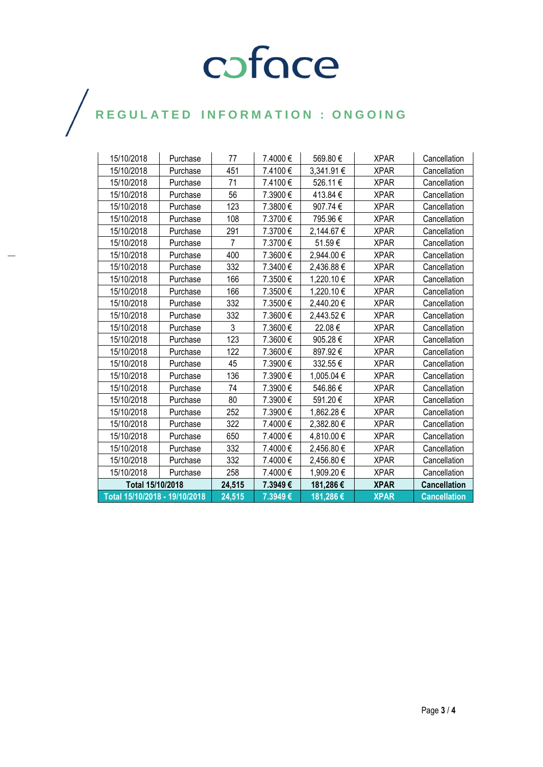# REGULATED INFORMATION : ONGOING

| | | | | | | |
|---|---|---|---|---|---|---|
| 15/10/2018 | Purchase | 77 | 7.4000 € | 569.80 € | XPAR | Cancellation |
| 15/10/2018 | Purchase | 451 | 7.4100 € | 3,341.91 € | XPAR | Cancellation |
| 15/10/2018 | Purchase | 71 | 7.4100 € | 526.11 € | XPAR | Cancellation |
| 15/10/2018 | Purchase | 56 | 7.3900 € | 413.84 € | XPAR | Cancellation |
| 15/10/2018 | Purchase | 123 | 7.3800 € | 907.74 € | XPAR | Cancellation |
| 15/10/2018 | Purchase | 108 | 7.3700 € | 795.96 € | XPAR | Cancellation |
| 15/10/2018 | Purchase | 291 | 7.3700 € | 2,144.67 € | XPAR | Cancellation |
| 15/10/2018 | Purchase | 7 | 7.3700 € | 51.59 € | XPAR | Cancellation |
| 15/10/2018 | Purchase | 400 | 7.3600 € | 2,944.00 € | XPAR | Cancellation |
| 15/10/2018 | Purchase | 332 | 7.3400 € | 2,436.88 € | XPAR | Cancellation |
| 15/10/2018 | Purchase | 166 | 7.3500 € | 1,220.10 € | XPAR | Cancellation |
| 15/10/2018 | Purchase | 166 | 7.3500 € | 1,220.10 € | XPAR | Cancellation |
| 15/10/2018 | Purchase | 332 | 7.3500 € | 2,440.20 € | XPAR | Cancellation |
| 15/10/2018 | Purchase | 332 | 7.3600 € | 2,443.52 € | XPAR | Cancellation |
| 15/10/2018 | Purchase | 3 | 7.3600 € | 22.08 € | XPAR | Cancellation |
| 15/10/2018 | Purchase | 123 | 7.3600 € | 905.28 € | XPAR | Cancellation |
| 15/10/2018 | Purchase | 122 | 7.3600 € | 897.92 € | XPAR | Cancellation |
| 15/10/2018 | Purchase | 45 | 7.3900 € | 332.55 € | XPAR | Cancellation |
| 15/10/2018 | Purchase | 136 | 7.3900 € | 1,005.04 € | XPAR | Cancellation |
| 15/10/2018 | Purchase | 74 | 7.3900 € | 546.86 € | XPAR | Cancellation |
| 15/10/2018 | Purchase | 80 | 7.3900 € | 591.20 € | XPAR | Cancellation |
| 15/10/2018 | Purchase | 252 | 7.3900 € | 1,862.28 € | XPAR | Cancellation |
| 15/10/2018 | Purchase | 322 | 7.4000 € | 2,382.80 € | XPAR | Cancellation |
| 15/10/2018 | Purchase | 650 | 7.4000 € | 4,810.00 € | XPAR | Cancellation |
| 15/10/2018 | Purchase | 332 | 7.4000 € | 2,456.80 € | XPAR | Cancellation |
| 15/10/2018 | Purchase | 332 | 7.4000 € | 2,456.80 € | XPAR | Cancellation |
| 15/10/2018 | Purchase | 258 | 7.4000 € | 1,909.20 € | XPAR | Cancellation |
| **Total 15/10/2018** | | **24,515** | **7.3949 €** | **181,286 €** | **XPAR** | **Cancellation** |
| **Total 15/10/2018 - 19/10/2018** | | **24,515** | **7.3949 €** | **181,286 €** | **XPAR** | **Cancellation** |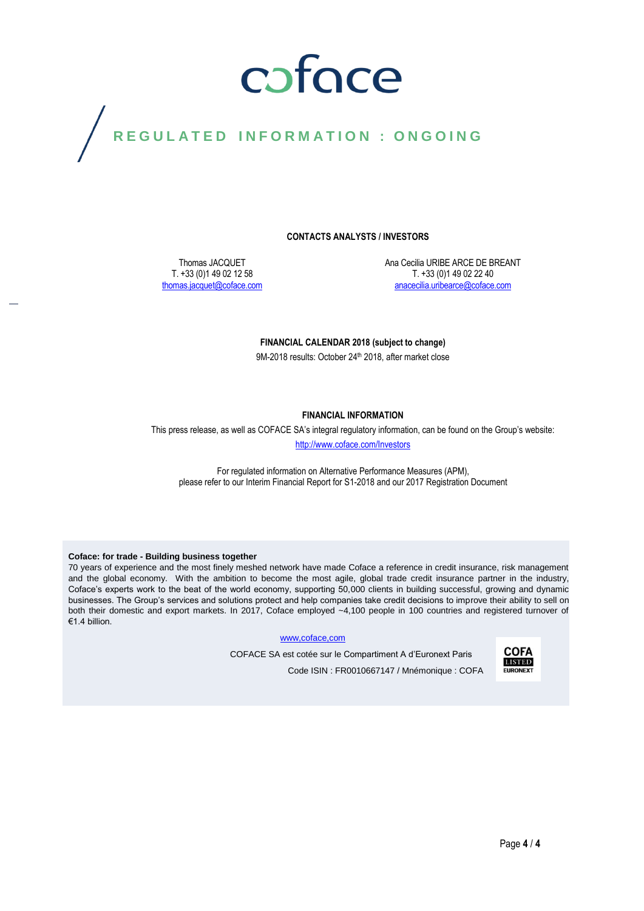coface

REGULATED INFORMATION : ONGOING

**CONTACTS ANALYSTS / INVESTORS**

Thomas JACQUET
T. +33 (0)1 49 02 12 58
thomas.jacquet@coface.com

Ana Cecilia URIBE ARCE DE BREANT
T. +33 (0)1 49 02 22 40
anacecilia.uribearce@coface.com

**FINANCIAL CALENDAR 2018 (subject to change)**

9M-2018 results: October 24th 2018, after market close

**FINANCIAL INFORMATION**

This press release, as well as COFACE SA's integral regulatory information, can be found on the Group's website: http://www.coface.com/Investors

For regulated information on Alternative Performance Measures (APM), please refer to our Interim Financial Report for S1-2018 and our 2017 Registration Document

**Coface: for trade - Building business together**

70 years of experience and the most finely meshed network have made Coface a reference in credit insurance, risk management and the global economy. With the ambition to become the most agile, global trade credit insurance partner in the industry, Coface's experts work to the beat of the world economy, supporting 50,000 clients in building successful, growing and dynamic businesses. The Group's services and solutions protect and help companies take credit decisions to improve their ability to sell on both their domestic and export markets. In 2017, Coface employed ~4,100 people in 100 countries and registered turnover of €1.4 billion.

www,coface,com

COFACE SA est cotée sur le Compartiment A d'Euronext Paris

Code ISIN : FR0010667147 / Mnémonique : COFA

COFA LISTED EURONEXT